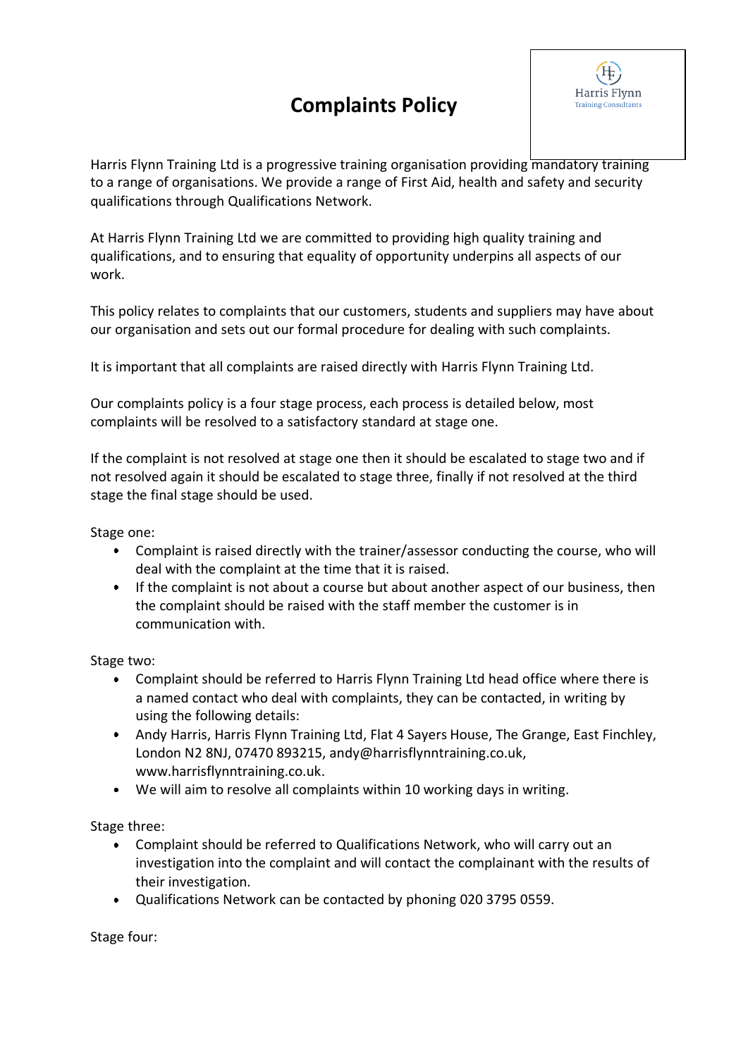# Complaints Policy

Harris Flynn
Training Consultants

Harris Flynn Training Ltd is a progressive training organisation providing mandatory training to a range of organisations. We provide a range of First Aid, health and safety and security qualifications through Qualifications Network.

At Harris Flynn Training Ltd we are committed to providing high quality training and qualifications, and to ensuring that equality of opportunity underpins all aspects of our work.

This policy relates to complaints that our customers, students and suppliers may have about our organisation and sets out our formal procedure for dealing with such complaints.

It is important that all complaints are raised directly with Harris Flynn Training Ltd.

Our complaints policy is a four stage process, each process is detailed below, most complaints will be resolved to a satisfactory standard at stage one.

If the complaint is not resolved at stage one then it should be escalated to stage two and if not resolved again it should be escalated to stage three, finally if not resolved at the third stage the final stage should be used.

Stage one:

- Complaint is raised directly with the trainer/assessor conducting the course, who will deal with the complaint at the time that it is raised.
- If the complaint is not about a course but about another aspect of our business, then the complaint should be raised with the staff member the customer is in communication with.

Stage two:

- Complaint should be referred to Harris Flynn Training Ltd head office where there is a named contact who deal with complaints, they can be contacted, in writing by using the following details:
- Andy Harris, Harris Flynn Training Ltd, Flat 4 Sayers House, The Grange, East Finchley, London N2 8NJ, 07470 893215, andy@harrisflynntraining.co.uk, www.harrisflynntraining.co.uk.
- We will aim to resolve all complaints within 10 working days in writing.

Stage three:

- Complaint should be referred to Qualifications Network, who will carry out an investigation into the complaint and will contact the complainant with the results of their investigation.
- Qualifications Network can be contacted by phoning 020 3795 0559.

Stage four: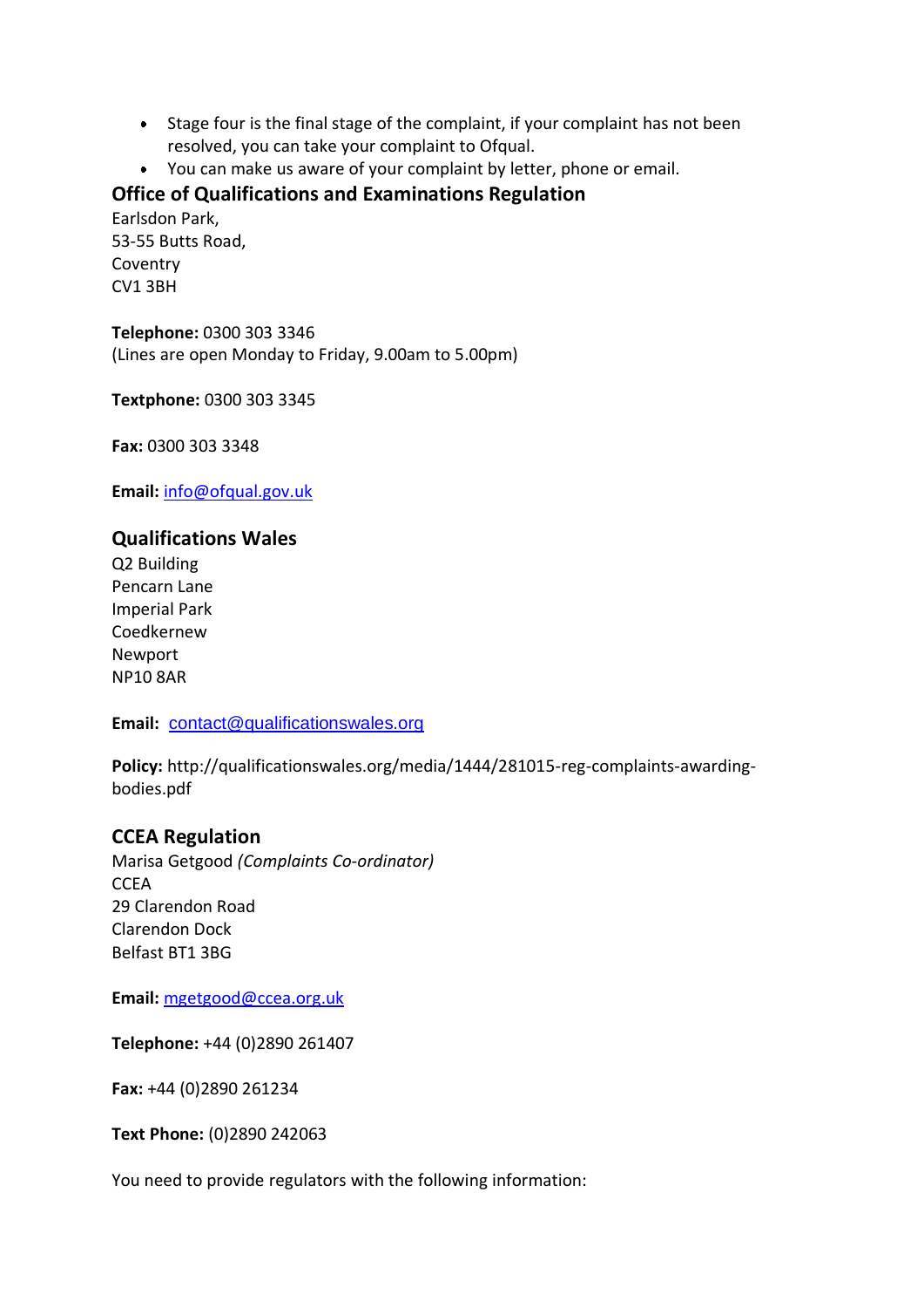- Stage four is the final stage of the complaint, if your complaint has not been resolved, you can take your complaint to Ofqual.
- You can make us aware of your complaint by letter, phone or email.

### Office of Qualifications and Examinations Regulation

Earlsdon Park,
53-55 Butts Road,
Coventry
CV1 3BH

**Telephone:** 0300 303 3346
(Lines are open Monday to Friday, 9.00am to 5.00pm)

**Textphone:** 0300 303 3345

**Fax:** 0300 303 3348

**Email:** info@ofqual.gov.uk

### Qualifications Wales

Q2 Building
Pencarn Lane
Imperial Park
Coedkernew
Newport
NP10 8AR

**Email:** contact@qualificationswales.org

**Policy:** http://qualificationswales.org/media/1444/281015-reg-complaints-awarding-bodies.pdf

### CCEA Regulation

Marisa Getgood *(Complaints Co-ordinator)*
CCEA
29 Clarendon Road
Clarendon Dock
Belfast BT1 3BG

**Email:** mgetgood@ccea.org.uk

**Telephone:** +44 (0)2890 261407

**Fax:** +44 (0)2890 261234

**Text Phone:** (0)2890 242063

You need to provide regulators with the following information: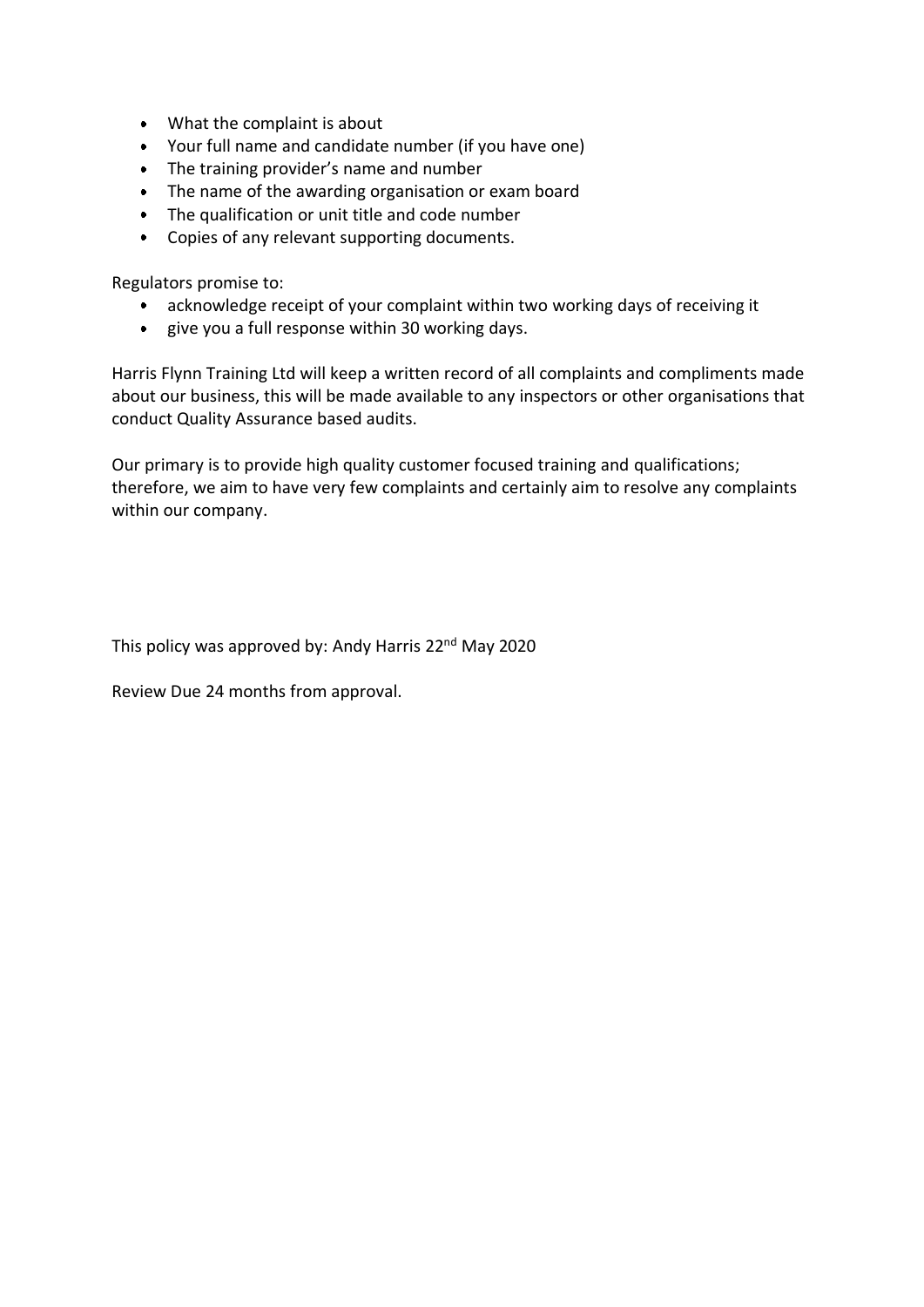- What the complaint is about
- Your full name and candidate number (if you have one)
- The training provider's name and number
- The name of the awarding organisation or exam board
- The qualification or unit title and code number
- Copies of any relevant supporting documents.

Regulators promise to:

- acknowledge receipt of your complaint within two working days of receiving it
- give you a full response within 30 working days.

Harris Flynn Training Ltd will keep a written record of all complaints and compliments made about our business, this will be made available to any inspectors or other organisations that conduct Quality Assurance based audits.

Our primary is to provide high quality customer focused training and qualifications; therefore, we aim to have very few complaints and certainly aim to resolve any complaints within our company.

This policy was approved by: Andy Harris 22nd May 2020

Review Due 24 months from approval.